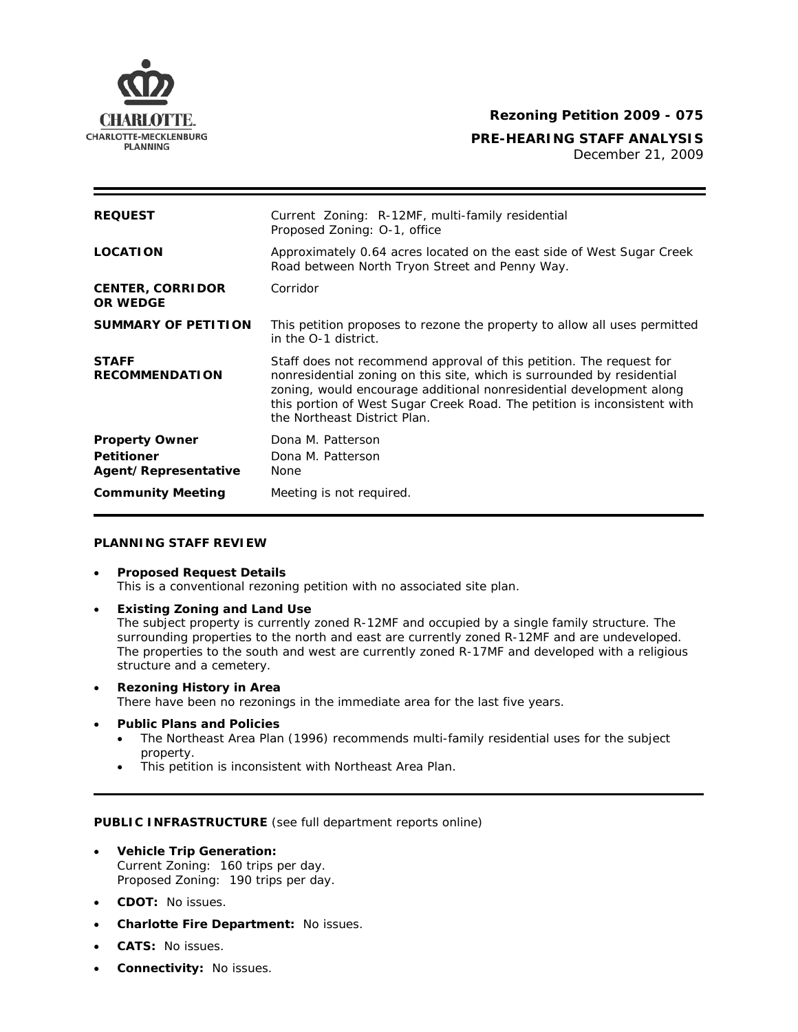CHARLOTTE.
CHARLOTTE-MECKLENBURG
PLANNING

**Rezoning Petition 2009 - 075**

**PRE-HEARING STAFF ANALYSIS**
December 21, 2009

| | |
|---|---|
| **REQUEST** | Current Zoning: R-12MF, multi-family residential<br>Proposed Zoning: O-1, office |
| **LOCATION** | Approximately 0.64 acres located on the east side of West Sugar Creek Road between North Tryon Street and Penny Way. |
| **CENTER, CORRIDOR OR WEDGE** | Corridor |
| **SUMMARY OF PETITION** | This petition proposes to rezone the property to allow all uses permitted in the O-1 district. |
| **STAFF RECOMMENDATION** | Staff does not recommend approval of this petition. The request for nonresidential zoning on this site, which is surrounded by residential zoning, would encourage additional nonresidential development along this portion of West Sugar Creek Road. The petition is inconsistent with the Northeast District Plan. |
| **Property Owner**<br>**Petitioner**<br>**Agent/Representative** | Dona M. Patterson<br>Dona M. Patterson<br>None |
| **Community Meeting** | Meeting is not required. |

**PLANNING STAFF REVIEW**

- **Proposed Request Details**
  This is a conventional rezoning petition with no associated site plan.

- **Existing Zoning and Land Use**
  The subject property is currently zoned R-12MF and occupied by a single family structure. The surrounding properties to the north and east are currently zoned R-12MF and are undeveloped. The properties to the south and west are currently zoned R-17MF and developed with a religious structure and a cemetery.

- **Rezoning History in Area**
  There have been no rezonings in the immediate area for the last five years.

- **Public Plans and Policies**
  - The Northeast Area Plan (1996) recommends multi-family residential uses for the subject property.
  - This petition is inconsistent with Northeast Area Plan.

**PUBLIC INFRASTRUCTURE** (see full department reports online)

- **Vehicle Trip Generation:**
  Current Zoning: 160 trips per day.
  Proposed Zoning: 190 trips per day.
- **CDOT:** No issues.
- **Charlotte Fire Department:** No issues.
- **CATS:** No issues.
- **Connectivity:** No issues.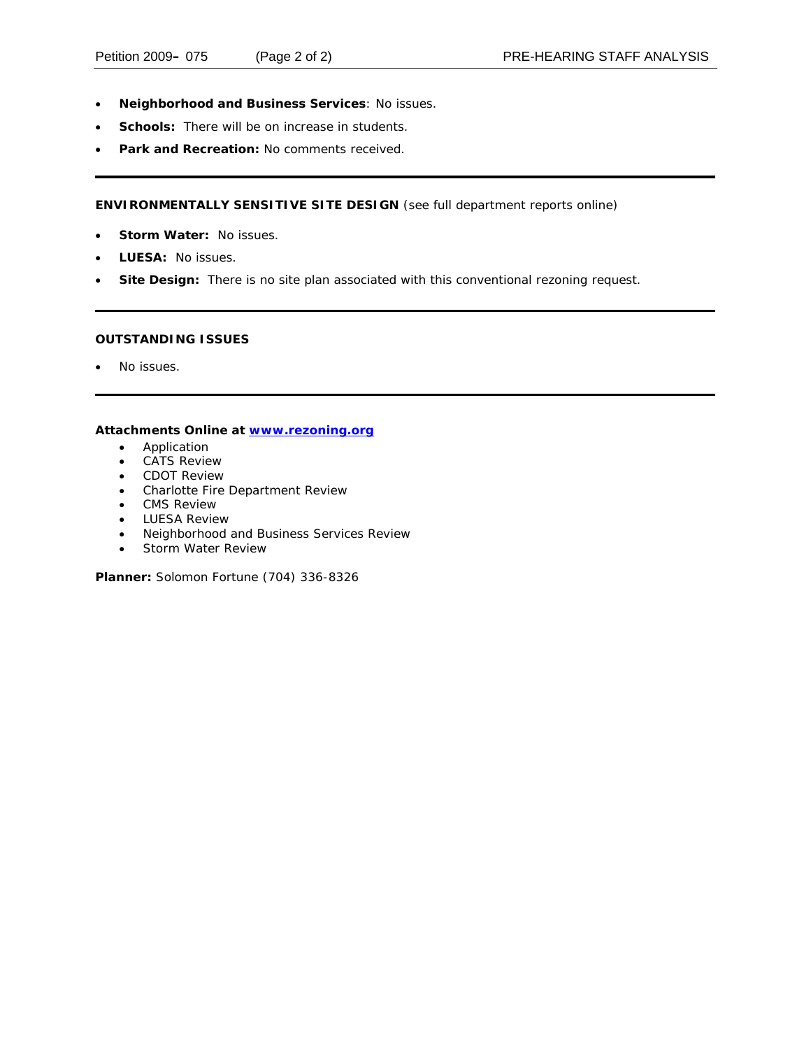- **Neighborhood and Business Services**: No issues.
- **Schools:** There will be on increase in students.
- **Park and Recreation:** No comments received.

---

**ENVIRONMENTALLY SENSITIVE SITE DESIGN** (see full department reports online)

- **Storm Water:** No issues.
- **LUESA:** No issues.
- **Site Design:** There is no site plan associated with this conventional rezoning request.

---

**OUTSTANDING ISSUES**

- No issues.

---

**Attachments Online at [www.rezoning.org](http://www.rezoning.org)**

- Application
- CATS Review
- CDOT Review
- Charlotte Fire Department Review
- CMS Review
- LUESA Review
- Neighborhood and Business Services Review
- Storm Water Review

**Planner:** Solomon Fortune (704) 336-8326